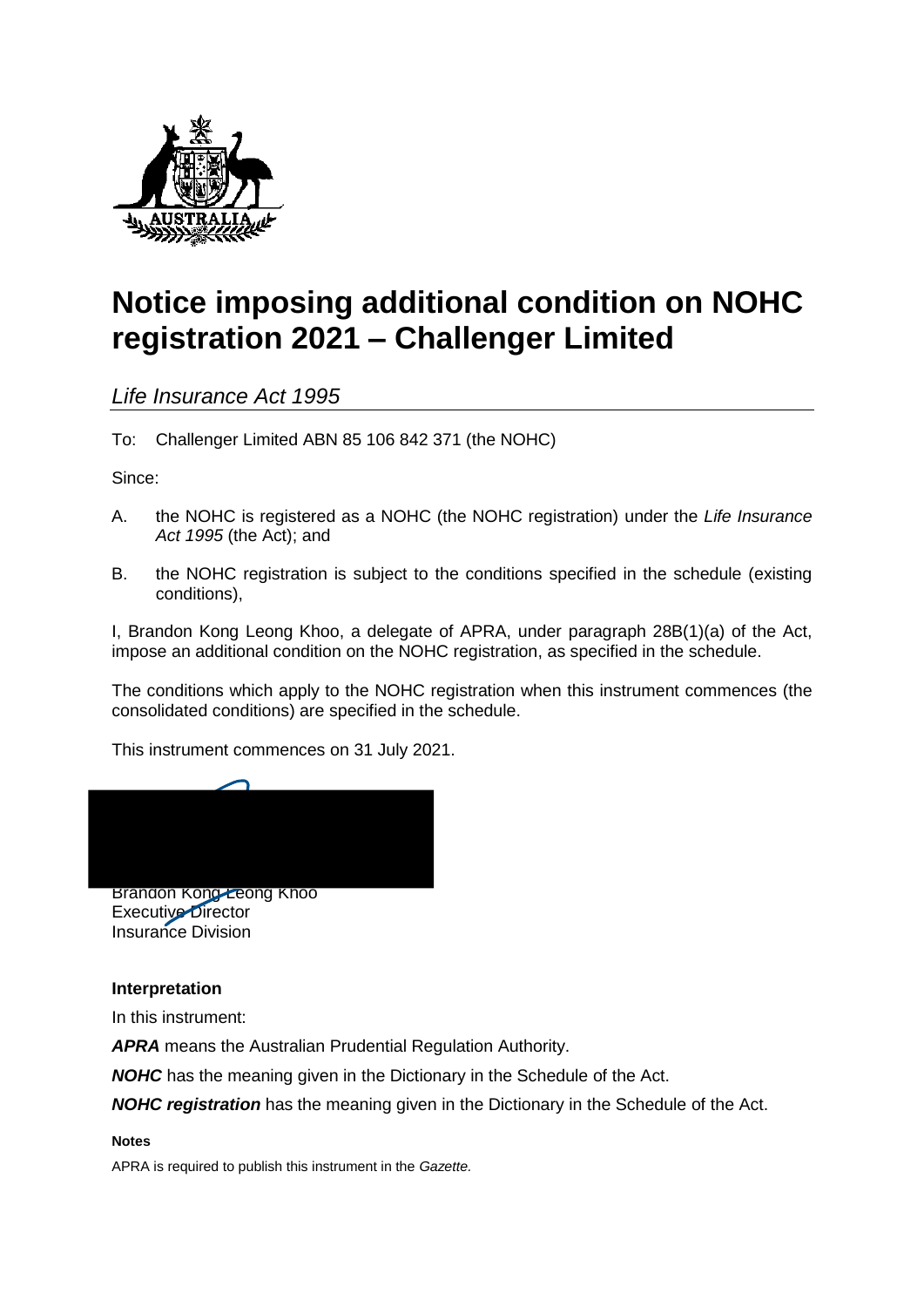# Notice imposing additional condition on NOHC registration 2021 – Challenger Limited

*Life Insurance Act 1995*

To: Challenger Limited ABN 85 106 842 371 (the NOHC)

Since:

A. the NOHC is registered as a NOHC (the NOHC registration) under the *Life Insurance Act 1995* (the Act); and

B. the NOHC registration is subject to the conditions specified in the schedule (existing conditions),

I, Brandon Kong Leong Khoo, a delegate of APRA, under paragraph 28B(1)(a) of the Act, impose an additional condition on the NOHC registration, as specified in the schedule.

The conditions which apply to the NOHC registration when this instrument commences (the consolidated conditions) are specified in the schedule.

This instrument commences on 31 July 2021.

Brandon Kong Leong Khoo
Executive Director
Insurance Division

### Interpretation

In this instrument:

***APRA*** means the Australian Prudential Regulation Authority.

***NOHC*** has the meaning given in the Dictionary in the Schedule of the Act.

***NOHC registration*** has the meaning given in the Dictionary in the Schedule of the Act.

#### Notes

APRA is required to publish this instrument in the *Gazette.*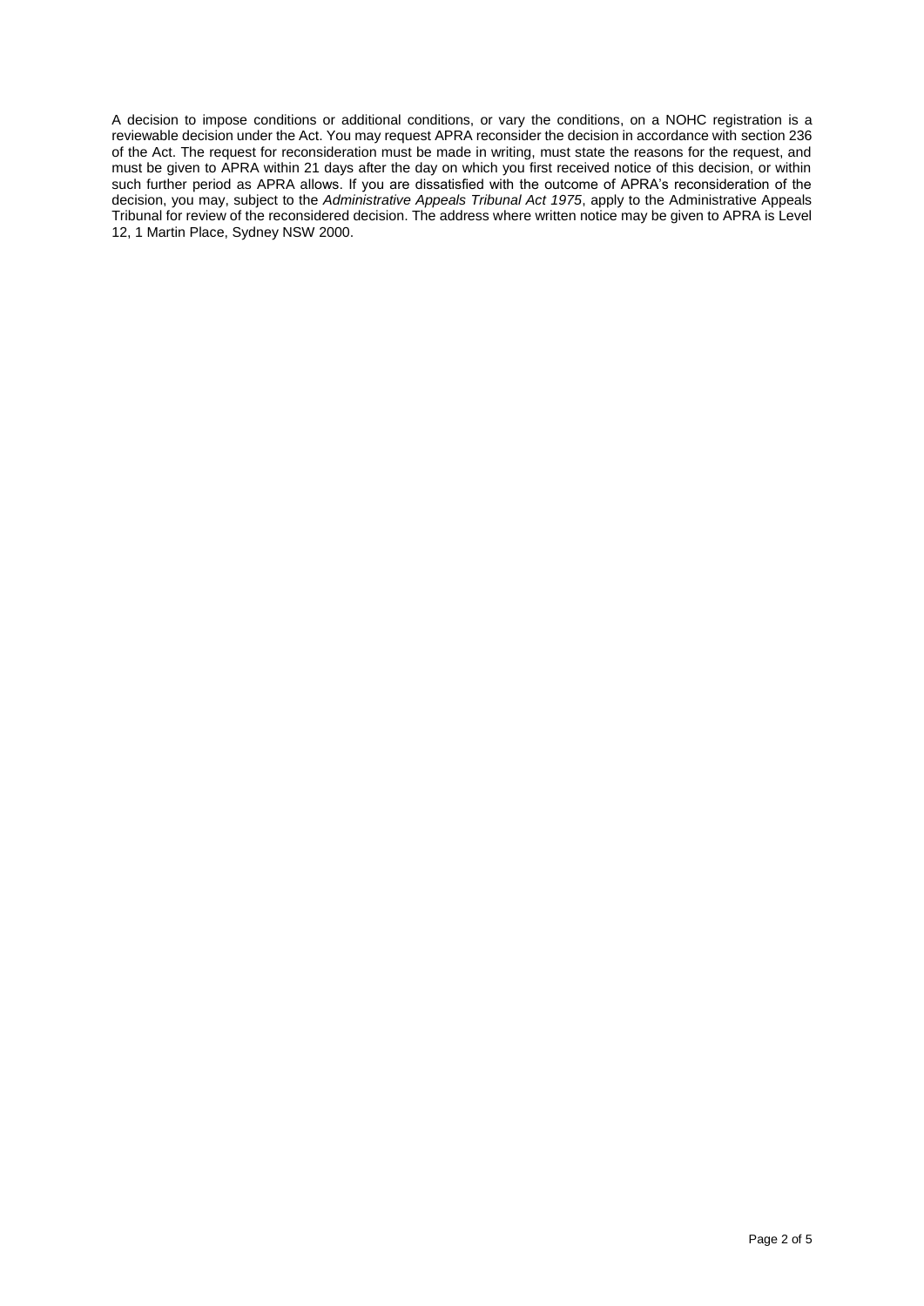A decision to impose conditions or additional conditions, or vary the conditions, on a NOHC registration is a reviewable decision under the Act. You may request APRA reconsider the decision in accordance with section 236 of the Act. The request for reconsideration must be made in writing, must state the reasons for the request, and must be given to APRA within 21 days after the day on which you first received notice of this decision, or within such further period as APRA allows. If you are dissatisfied with the outcome of APRA's reconsideration of the decision, you may, subject to the *Administrative Appeals Tribunal Act 1975*, apply to the Administrative Appeals Tribunal for review of the reconsidered decision. The address where written notice may be given to APRA is Level 12, 1 Martin Place, Sydney NSW 2000.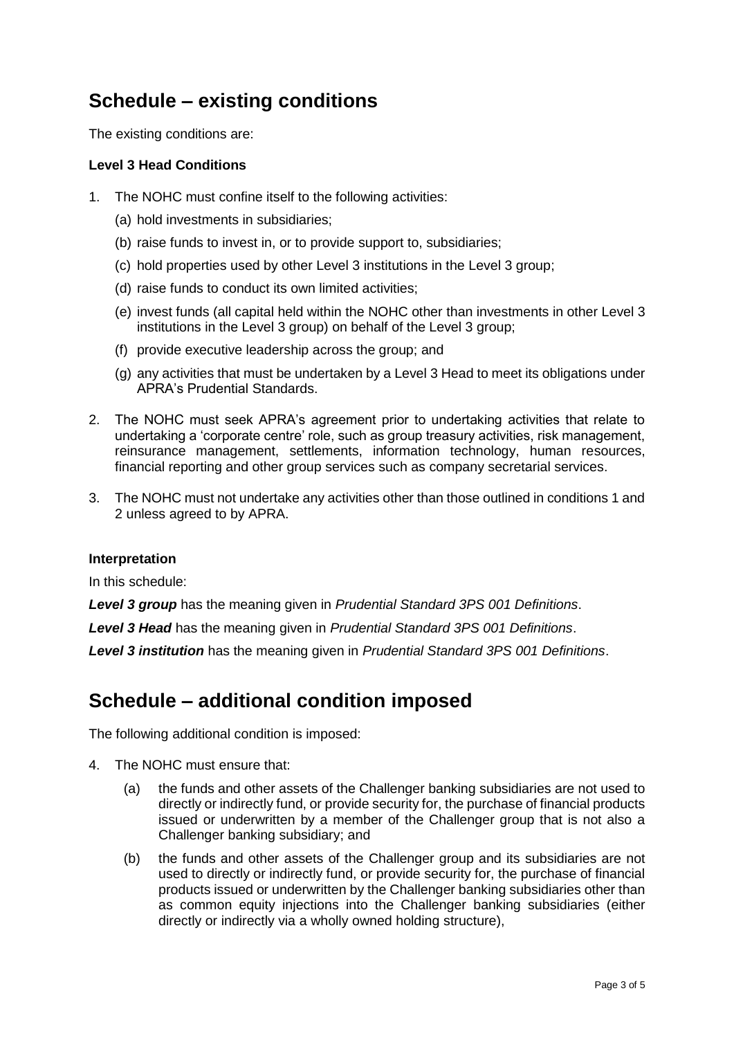## Schedule – existing conditions

The existing conditions are:

### Level 3 Head Conditions

1. The NOHC must confine itself to the following activities:
   - (a) hold investments in subsidiaries;
   - (b) raise funds to invest in, or to provide support to, subsidiaries;
   - (c) hold properties used by other Level 3 institutions in the Level 3 group;
   - (d) raise funds to conduct its own limited activities;
   - (e) invest funds (all capital held within the NOHC other than investments in other Level 3 institutions in the Level 3 group) on behalf of the Level 3 group;
   - (f) provide executive leadership across the group; and
   - (g) any activities that must be undertaken by a Level 3 Head to meet its obligations under APRA's Prudential Standards.
2. The NOHC must seek APRA's agreement prior to undertaking activities that relate to undertaking a 'corporate centre' role, such as group treasury activities, risk management, reinsurance management, settlements, information technology, human resources, financial reporting and other group services such as company secretarial services.
3. The NOHC must not undertake any activities other than those outlined in conditions 1 and 2 unless agreed to by APRA.

### Interpretation

In this schedule:

***Level 3 group*** has the meaning given in *Prudential Standard 3PS 001 Definitions*.

***Level 3 Head*** has the meaning given in *Prudential Standard 3PS 001 Definitions*.

***Level 3 institution*** has the meaning given in *Prudential Standard 3PS 001 Definitions*.

## Schedule – additional condition imposed

The following additional condition is imposed:

4. The NOHC must ensure that:
   - (a) the funds and other assets of the Challenger banking subsidiaries are not used to directly or indirectly fund, or provide security for, the purchase of financial products issued or underwritten by a member of the Challenger group that is not also a Challenger banking subsidiary; and
   - (b) the funds and other assets of the Challenger group and its subsidiaries are not used to directly or indirectly fund, or provide security for, the purchase of financial products issued or underwritten by the Challenger banking subsidiaries other than as common equity injections into the Challenger banking subsidiaries (either directly or indirectly via a wholly owned holding structure),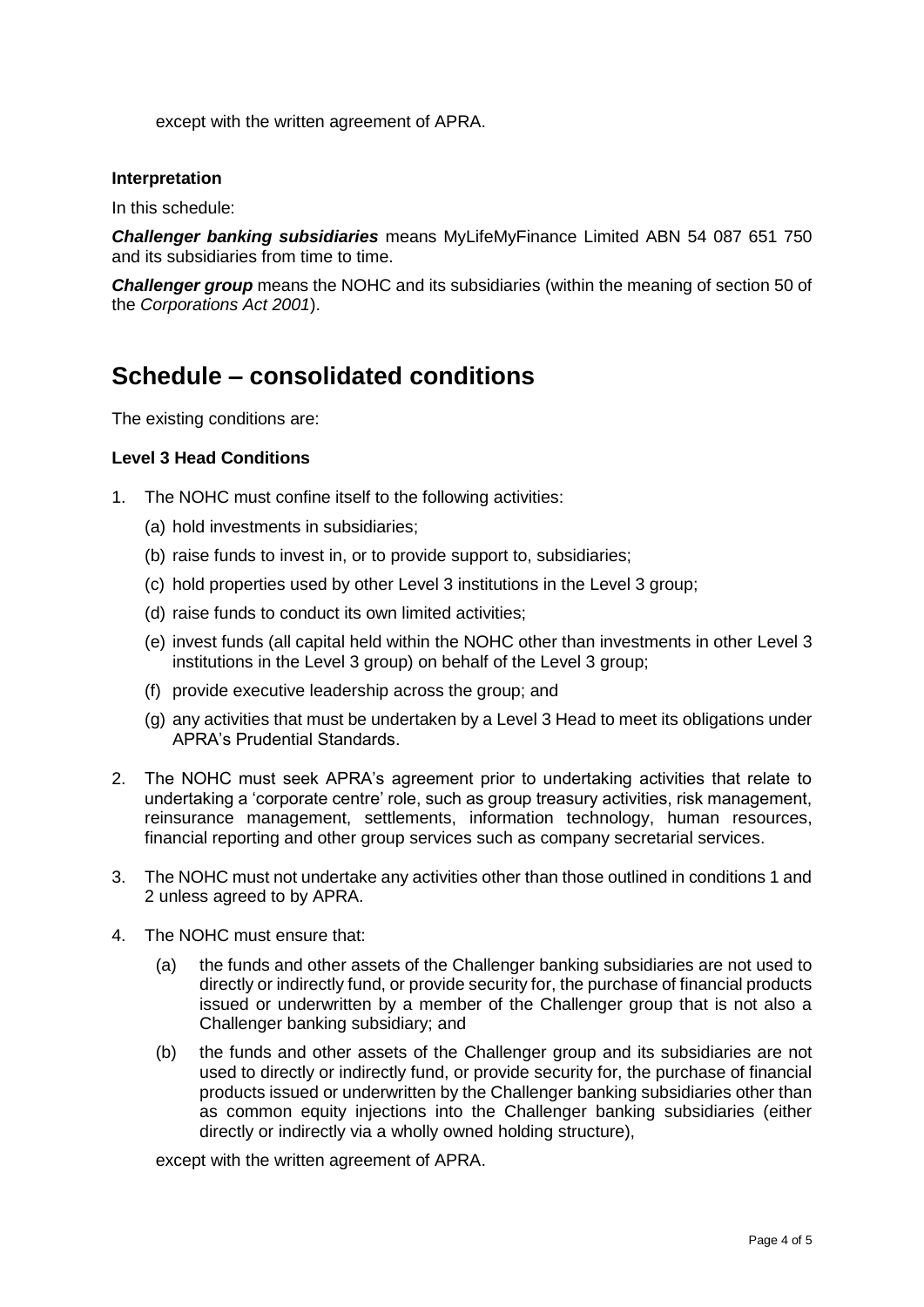except with the written agreement of APRA.

**Interpretation**

In this schedule:

***Challenger banking subsidiaries*** means MyLifeMyFinance Limited ABN 54 087 651 750 and its subsidiaries from time to time.

***Challenger group*** means the NOHC and its subsidiaries (within the meaning of section 50 of the *Corporations Act 2001*).

# Schedule – consolidated conditions

The existing conditions are:

**Level 3 Head Conditions**

1. The NOHC must confine itself to the following activities:
   (a) hold investments in subsidiaries;
   (b) raise funds to invest in, or to provide support to, subsidiaries;
   (c) hold properties used by other Level 3 institutions in the Level 3 group;
   (d) raise funds to conduct its own limited activities;
   (e) invest funds (all capital held within the NOHC other than investments in other Level 3 institutions in the Level 3 group) on behalf of the Level 3 group;
   (f) provide executive leadership across the group; and
   (g) any activities that must be undertaken by a Level 3 Head to meet its obligations under APRA's Prudential Standards.
2. The NOHC must seek APRA's agreement prior to undertaking activities that relate to undertaking a 'corporate centre' role, such as group treasury activities, risk management, reinsurance management, settlements, information technology, human resources, financial reporting and other group services such as company secretarial services.
3. The NOHC must not undertake any activities other than those outlined in conditions 1 and 2 unless agreed to by APRA.
4. The NOHC must ensure that:
   (a) the funds and other assets of the Challenger banking subsidiaries are not used to directly or indirectly fund, or provide security for, the purchase of financial products issued or underwritten by a member of the Challenger group that is not also a Challenger banking subsidiary; and
   (b) the funds and other assets of the Challenger group and its subsidiaries are not used to directly or indirectly fund, or provide security for, the purchase of financial products issued or underwritten by the Challenger banking subsidiaries other than as common equity injections into the Challenger banking subsidiaries (either directly or indirectly via a wholly owned holding structure),

   except with the written agreement of APRA.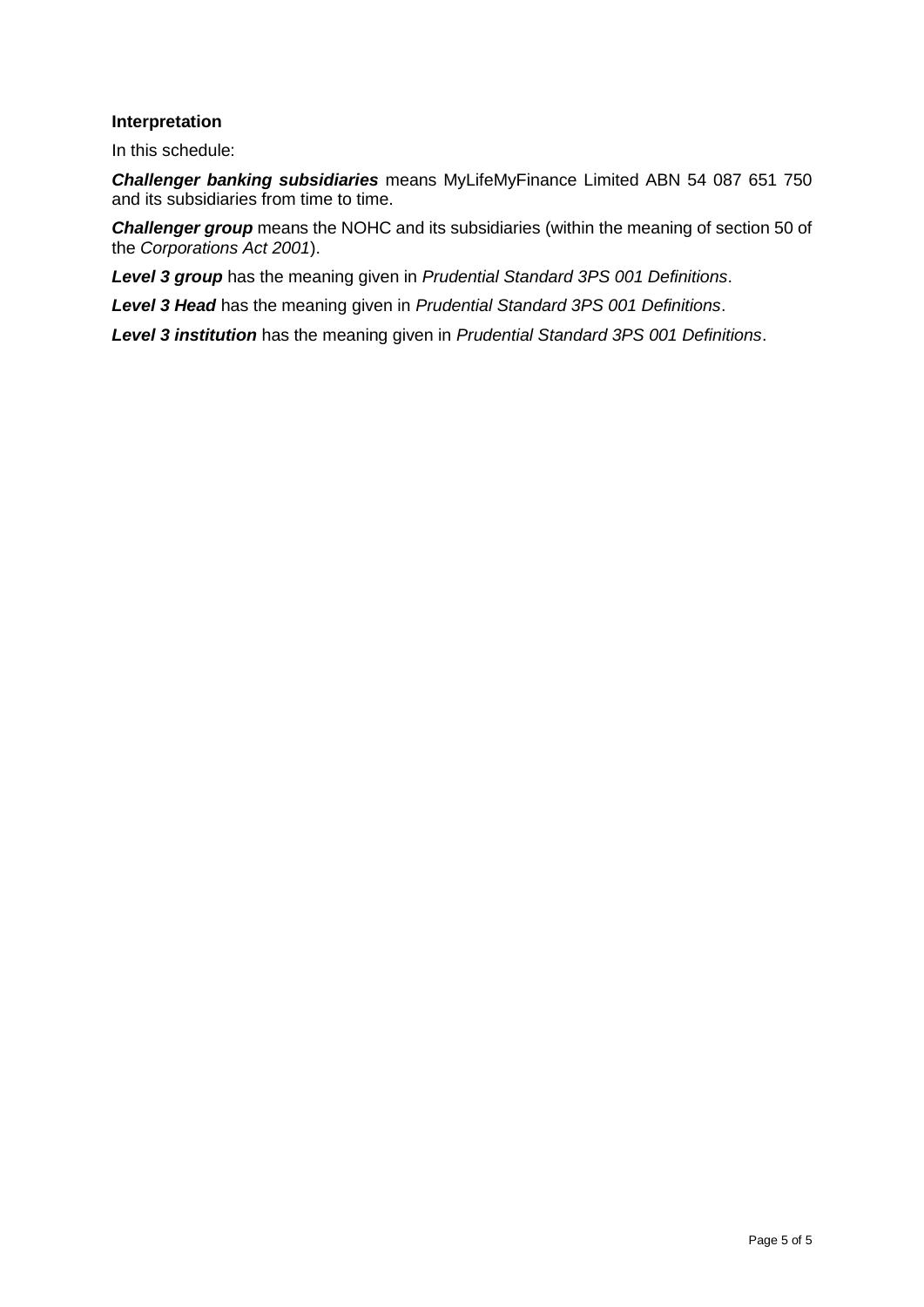**Interpretation**

In this schedule:

***Challenger banking subsidiaries*** means MyLifeMyFinance Limited ABN 54 087 651 750 and its subsidiaries from time to time.

***Challenger group*** means the NOHC and its subsidiaries (within the meaning of section 50 of the *Corporations Act 2001*).

***Level 3 group*** has the meaning given in *Prudential Standard 3PS 001 Definitions*.

***Level 3 Head*** has the meaning given in *Prudential Standard 3PS 001 Definitions*.

***Level 3 institution*** has the meaning given in *Prudential Standard 3PS 001 Definitions*.